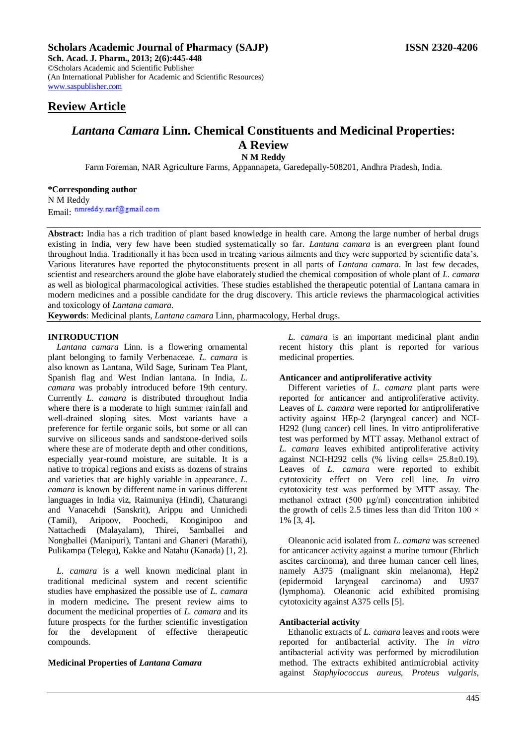**Scholars Academic Journal of Pharmacy (SAJP)** **ISSN 2320-4206**
**Sch. Acad. J. Pharm., 2013; 2(6):445-448**
©Scholars Academic and Scientific Publisher
(An International Publisher for Academic and Scientific Resources)
www.saspublisher.com

## Review Article

# *Lantana Camara* Linn. Chemical Constituents and Medicinal Properties: A Review

**N M Reddy**

Farm Foreman, NAR Agriculture Farms, Appannapeta, Garedepally-508201, Andhra Pradesh, India.

**\*Corresponding author**
N M Reddy
Email: nmreddy.narf@gmail.com

**Abstract:** India has a rich tradition of plant based knowledge in health care. Among the large number of herbal drugs existing in India, very few have been studied systematically so far. *Lantana camara* is an evergreen plant found throughout India. Traditionally it has been used in treating various ailments and they were supported by scientific data's. Various literatures have reported the phytoconstituents present in all parts of *Lantana camara*. In last few decades, scientist and researchers around the globe have elaborately studied the chemical composition of whole plant of *L. camara* as well as biological pharmacological activities. These studies established the therapeutic potential of Lantana camara in modern medicines and a possible candidate for the drug discovery. This article reviews the pharmacological activities and toxicology of *Lantana camara.*

**Keywords**: Medicinal plants, *Lantana camara* Linn, pharmacology, Herbal drugs.

## INTRODUCTION

*Lantana camara* Linn. is a flowering ornamental plant belonging to family Verbenaceae. *L. camara* is also known as Lantana, Wild Sage, Surinam Tea Plant, Spanish flag and West Indian lantana. In India, *L. camara* was probably introduced before 19th century. Currently *L. camara* is distributed throughout India where there is a moderate to high summer rainfall and well-drained sloping sites. Most variants have a preference for fertile organic soils, but some or all can survive on siliceous sands and sandstone-derived soils where these are of moderate depth and other conditions, especially year-round moisture, are suitable. It is a native to tropical regions and exists as dozens of strains and varieties that are highly variable in appearance. *L. camara* is known by different name in various different languages in India viz, Raimuniya (Hindi), Chaturangi and Vanacehdi (Sanskrit), Arippu and Unnichedi (Tamil), Aripoov, Poochedi, Konginipoo and Nattachedi (Malayalam), Thirei, Samballei and Nongballei (Manipuri), Tantani and Ghaneri (Marathi), Pulikampa (Telegu), Kakke and Natahu (Kanada) [1, 2].

*L. camara* is a well known medicinal plant in traditional medicinal system and recent scientific studies have emphasized the possible use of *L. camara* in modern medicine**.** The present review aims to document the medicinal properties of *L. camara* and its future prospects for the further scientific investigation for the development of effective therapeutic compounds.

### Medicinal Properties of *Lantana Camara*

*L. camara* is an important medicinal plant andin recent history this plant is reported for various medicinal properties.

### Anticancer and antiproliferative activity

Different varieties of *L. camara* plant parts were reported for anticancer and antiproliferative activity. Leaves of *L. camara* were reported for antiproliferative activity against HEp-2 (laryngeal cancer) and NCI-H292 (lung cancer) cell lines. In vitro antiproliferative test was performed by MTT assay. Methanol extract of *L. camara* exhibited antiproliferative activity against NCI-H292 cells (% living cells= 25.8±0.19). Leaves of *L. camara* were reported to exhibit cytotoxicity effect on Vero cell line. *In vitro* cytotoxicity test was performed by MTT assay. The methanol extract (500 μg/ml) concentration inhibited the growth of cells 2.5 times less than did Triton 100 × 1% [3, 4]**.**

Oleanonic acid isolated from *L. camara* was screened for anticancer activity against a murine tumour (Ehrlich ascites carcinoma), and three human cancer cell lines, namely A375 (malignant skin melanoma), Hep2 (epidermoid laryngeal carcinoma) and U937 (lymphoma). Oleanonic acid exhibited promising cytotoxicity against A375 cells [5].

### Antibacterial activity

Ethanolic extracts of *L. camara* leaves and roots were reported for antibacterial activity. The *in vitro* antibacterial activity was performed by microdilution method. The extracts exhibited antimicrobial activity against *Staphylococcus aureus, Proteus vulgaris,*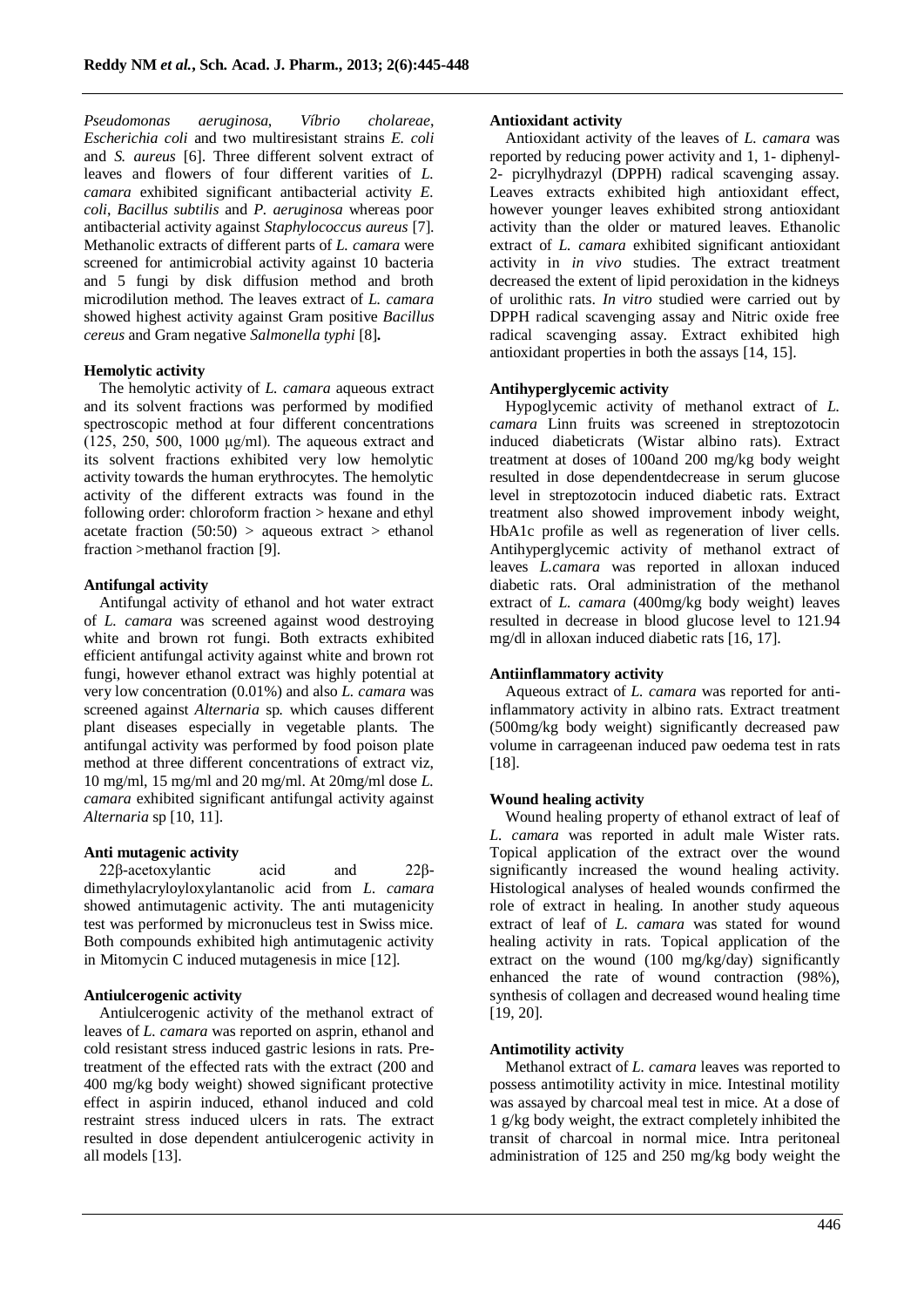*Pseudomonas aeruginosa*, *Víbrio cholareae*, *Escherichia coli* and two multiresistant strains *E. coli* and *S. aureus* [6]. Three different solvent extract of leaves and flowers of four different varities of *L. camara* exhibited significant antibacterial activity *E. coli*, *Bacillus subtilis* and *P. aeruginosa* whereas poor antibacterial activity against *Staphylococcus aureus* [7]. Methanolic extracts of different parts of *L. camara* were screened for antimicrobial activity against 10 bacteria and 5 fungi by disk diffusion method and broth microdilution method. The leaves extract of *L. camara* showed highest activity against Gram positive *Bacillus cereus* and Gram negative *Salmonella typhi* [8]**.**

**Hemolytic activity**

The hemolytic activity of *L. camara* aqueous extract and its solvent fractions was performed by modified spectroscopic method at four different concentrations (125, 250, 500, 1000 μg/ml). The aqueous extract and its solvent fractions exhibited very low hemolytic activity towards the human erythrocytes. The hemolytic activity of the different extracts was found in the following order: chloroform fraction > hexane and ethyl acetate fraction (50:50) > aqueous extract > ethanol fraction >methanol fraction [9].

**Antifungal activity**

Antifungal activity of ethanol and hot water extract of *L. camara* was screened against wood destroying white and brown rot fungi. Both extracts exhibited efficient antifungal activity against white and brown rot fungi, however ethanol extract was highly potential at very low concentration (0.01%) and also *L. camara* was screened against *Alternaria* sp. which causes different plant diseases especially in vegetable plants. The antifungal activity was performed by food poison plate method at three different concentrations of extract viz, 10 mg/ml, 15 mg/ml and 20 mg/ml. At 20mg/ml dose *L. camara* exhibited significant antifungal activity against *Alternaria* sp [10, 11].

**Anti mutagenic activity**

22β-acetoxylantic acid and 22β-dimethylacryloyloxylantanolic acid from *L. camara* showed antimutagenic activity. The anti mutagenicity test was performed by micronucleus test in Swiss mice. Both compounds exhibited high antimutagenic activity in Mitomycin C induced mutagenesis in mice [12].

**Antiulcerogenic activity**

Antiulcerogenic activity of the methanol extract of leaves of *L. camara* was reported on asprin, ethanol and cold resistant stress induced gastric lesions in rats. Pre-treatment of the effected rats with the extract (200 and 400 mg/kg body weight) showed significant protective effect in aspirin induced, ethanol induced and cold restraint stress induced ulcers in rats. The extract resulted in dose dependent antiulcerogenic activity in all models [13].

**Antioxidant activity**

Antioxidant activity of the leaves of *L. camara* was reported by reducing power activity and 1, 1- diphenyl-2- picrylhydrazyl (DPPH) radical scavenging assay. Leaves extracts exhibited high antioxidant effect, however younger leaves exhibited strong antioxidant activity than the older or matured leaves. Ethanolic extract of *L. camara* exhibited significant antioxidant activity in *in vivo* studies. The extract treatment decreased the extent of lipid peroxidation in the kidneys of urolithic rats. *In vitro* studied were carried out by DPPH radical scavenging assay and Nitric oxide free radical scavenging assay. Extract exhibited high antioxidant properties in both the assays [14, 15].

**Antihyperglycemic activity**

Hypoglycemic activity of methanol extract of *L. camara* Linn fruits was screened in streptozotocin induced diabeticrats (Wistar albino rats). Extract treatment at doses of 100and 200 mg/kg body weight resulted in dose dependentdecrease in serum glucose level in streptozotocin induced diabetic rats. Extract treatment also showed improvement inbody weight, HbA1c profile as well as regeneration of liver cells. Antihyperglycemic activity of methanol extract of leaves *L.camara* was reported in alloxan induced diabetic rats. Oral administration of the methanol extract of *L. camara* (400mg/kg body weight) leaves resulted in decrease in blood glucose level to 121.94 mg/dl in alloxan induced diabetic rats [16, 17].

**Antiinflammatory activity**

Aqueous extract of *L. camara* was reported for anti-inflammatory activity in albino rats. Extract treatment (500mg/kg body weight) significantly decreased paw volume in carrageenan induced paw oedema test in rats [18].

**Wound healing activity**

Wound healing property of ethanol extract of leaf of *L. camara* was reported in adult male Wister rats. Topical application of the extract over the wound significantly increased the wound healing activity. Histological analyses of healed wounds confirmed the role of extract in healing. In another study aqueous extract of leaf of *L. camara* was stated for wound healing activity in rats. Topical application of the extract on the wound (100 mg/kg/day) significantly enhanced the rate of wound contraction (98%), synthesis of collagen and decreased wound healing time [19, 20].

**Antimotility activity**

Methanol extract of *L. camara* leaves was reported to possess antimotility activity in mice. Intestinal motility was assayed by charcoal meal test in mice. At a dose of 1 g/kg body weight, the extract completely inhibited the transit of charcoal in normal mice. Intra peritoneal administration of 125 and 250 mg/kg body weight the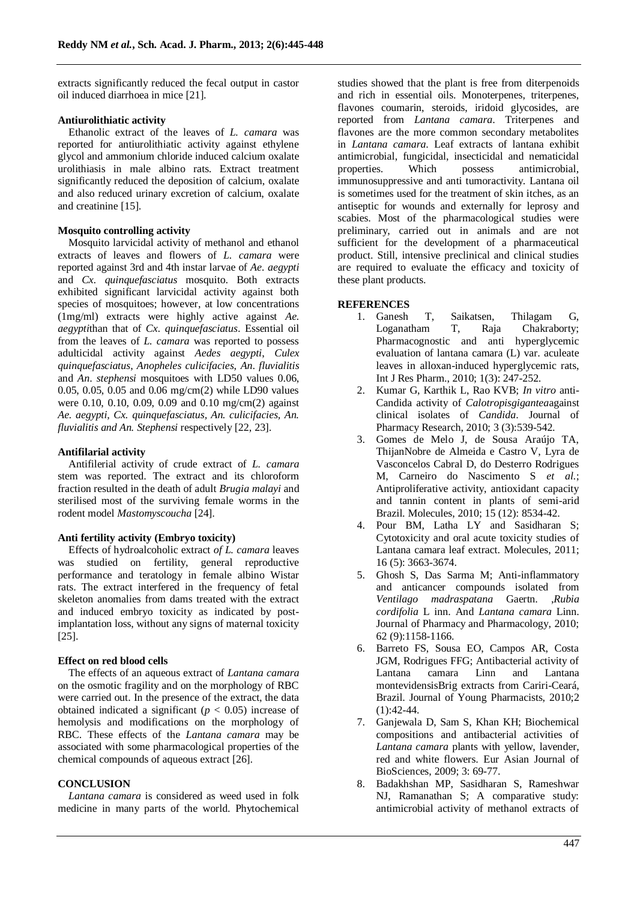extracts significantly reduced the fecal output in castor oil induced diarrhoea in mice [21].

**Antiurolithiatic activity**

Ethanolic extract of the leaves of *L. camara* was reported for antiurolithiatic activity against ethylene glycol and ammonium chloride induced calcium oxalate urolithiasis in male albino rats. Extract treatment significantly reduced the deposition of calcium, oxalate and also reduced urinary excretion of calcium, oxalate and creatinine [15].

**Mosquito controlling activity**

Mosquito larvicidal activity of methanol and ethanol extracts of leaves and flowers of *L. camara* were reported against 3rd and 4th instar larvae of *Ae. aegypti* and *Cx. quinquefasciatus* mosquito. Both extracts exhibited significant larvicidal activity against both species of mosquitoes; however, at low concentrations (1mg/ml) extracts were highly active against *Ae. aegypti*than that of *Cx. quinquefasciatus*. Essential oil from the leaves of *L. camara* was reported to possess adulticidal activity against *Aedes aegypti*, *Culex quinquefasciatus*, *Anopheles culicifacies*, *An. fluvialitis* and *An. stephensi* mosquitoes with LD50 values 0.06, 0.05, 0.05, 0.05 and 0.06 mg/cm(2) while LD90 values were 0.10, 0.10, 0.09, 0.09 and 0.10 mg/cm(2) against *Ae. aegypti, Cx. quinquefasciatus, An. culicifacies, An. fluvialitis and An. Stephensi* respectively [22, 23].

**Antifilarial activity**

Antifilerial activity of crude extract of *L. camara* stem was reported. The extract and its chloroform fraction resulted in the death of adult *Brugia malayi* and sterilised most of the surviving female worms in the rodent model *Mastomyscoucha* [24].

**Anti fertility activity (Embryo toxicity)**

Effects of hydroalcoholic extract *of L. camara* leaves was studied on fertility, general reproductive performance and teratology in female albino Wistar rats. The extract interfered in the frequency of fetal skeleton anomalies from dams treated with the extract and induced embryo toxicity as indicated by post-implantation loss, without any signs of maternal toxicity [25].

**Effect on red blood cells**

The effects of an aqueous extract of *Lantana camara* on the osmotic fragility and on the morphology of RBC were carried out. In the presence of the extract, the data obtained indicated a significant ($p < 0.05$) increase of hemolysis and modifications on the morphology of RBC. These effects of the *Lantana camara* may be associated with some pharmacological properties of the chemical compounds of aqueous extract [26].

**CONCLUSION**

*Lantana camara* is considered as weed used in folk medicine in many parts of the world. Phytochemical studies showed that the plant is free from diterpenoids and rich in essential oils. Monoterpenes, triterpenes, flavones coumarin, steroids, iridoid glycosides, are reported from *Lantana camara*. Triterpenes and flavones are the more common secondary metabolites in *Lantana camara.* Leaf extracts of lantana exhibit antimicrobial, fungicidal, insecticidal and nematicidal properties. Which possess antimicrobial, immunosuppressive and anti tumoractivity. Lantana oil is sometimes used for the treatment of skin itches, as an antiseptic for wounds and externally for leprosy and scabies. Most of the pharmacological studies were preliminary, carried out in animals and are not sufficient for the development of a pharmaceutical product. Still, intensive preclinical and clinical studies are required to evaluate the efficacy and toxicity of these plant products.

**REFERENCES**

1. Ganesh T, Saikatsen, Thilagam G, Loganatham T, Raja Chakraborty; Pharmacognostic and anti hyperglycemic evaluation of lantana camara (L) var. aculeate leaves in alloxan-induced hyperglycemic rats, Int J Res Pharm., 2010; 1(3): 247-252.
2. Kumar G, Karthik L, Rao KVB; *In vitro* anti-Candida activity of *Calotropisgigantea*against clinical isolates of *Candida*. Journal of Pharmacy Research, 2010; 3 (3):539-542.
3. Gomes de Melo J, de Sousa Araújo TA, ThijanNobre de Almeida e Castro V, Lyra de Vasconcelos Cabral D, do Desterro Rodrigues M, Carneiro do Nascimento S *et al.*; Antiproliferative activity, antioxidant capacity and tannin content in plants of semi-arid Brazil. Molecules, 2010; 15 (12): 8534-42.
4. Pour BM, Latha LY and Sasidharan S; Cytotoxicity and oral acute toxicity studies of Lantana camara leaf extract. Molecules, 2011; 16 (5): 3663-3674.
5. Ghosh S, Das Sarma M; Anti-inflammatory and anticancer compounds isolated from *Ventilago madraspatana* Gaertn. ,*Rubia cordifolia* L inn. And *Lantana camara* Linn. Journal of Pharmacy and Pharmacology, 2010; 62 (9):1158-1166.
6. Barreto FS, Sousa EO, Campos AR, Costa JGM, Rodrigues FFG; Antibacterial activity of Lantana camara Linn and Lantana montevidensisBrig extracts from Cariri-Ceará, Brazil. Journal of Young Pharmacists, 2010;2 (1):42-44.
7. Ganjewala D, Sam S, Khan KH; Biochemical compositions and antibacterial activities of *Lantana camara* plants with yellow, lavender, red and white flowers. Eur Asian Journal of BioSciences, 2009; 3: 69-77.
8. Badakhshan MP, Sasidharan S, Rameshwar NJ, Ramanathan S; A comparative study: antimicrobial activity of methanol extracts of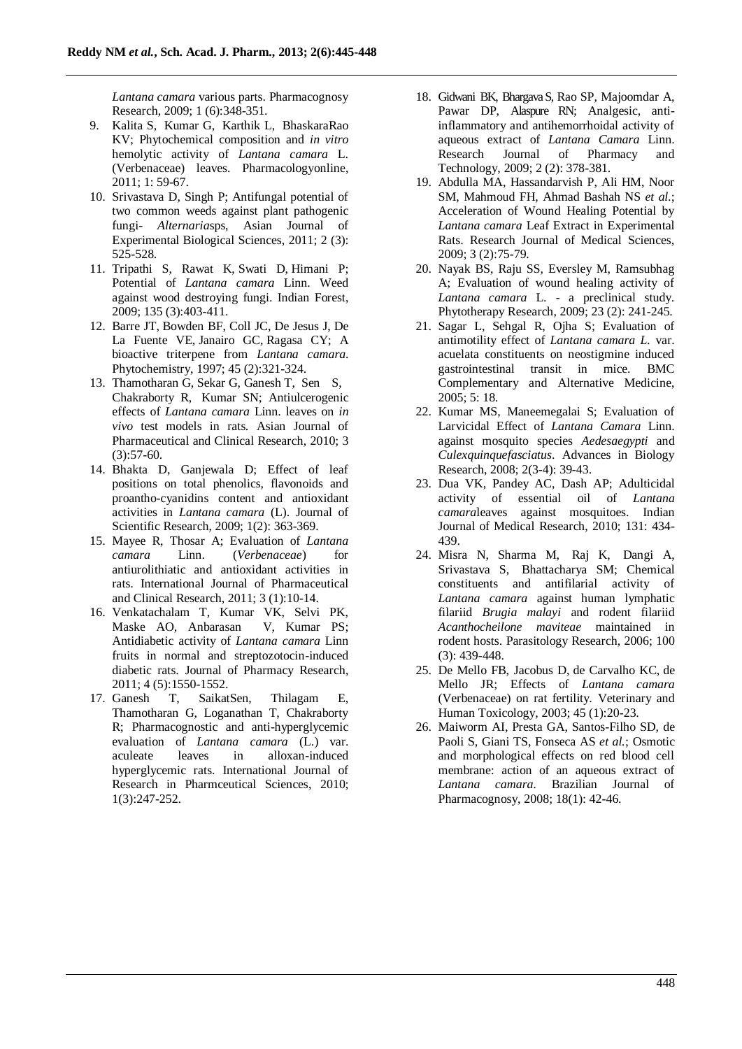*Lantana camara* various parts. Pharmacognosy Research, 2009; 1 (6):348-351.

9. Kalita S, Kumar G, Karthik L, BhaskaraRao KV; Phytochemical composition and *in vitro* hemolytic activity of *Lantana camara* L. (Verbenaceae) leaves. Pharmacologyonline, 2011; 1: 59-67.
10. Srivastava D, Singh P; Antifungal potential of two common weeds against plant pathogenic fungi- *Alternaria*sps, Asian Journal of Experimental Biological Sciences, 2011; 2 (3): 525-528.
11. Tripathi S, Rawat K, Swati D, Himani P; Potential of *Lantana camara* Linn. Weed against wood destroying fungi. Indian Forest, 2009; 135 (3):403-411.
12. Barre JT, Bowden BF, Coll JC, De Jesus J, De La Fuente VE, Janairo GC, Ragasa CY; A bioactive triterpene from *Lantana camara*. Phytochemistry, 1997; 45 (2):321-324.
13. Thamotharan G, Sekar G, Ganesh T, Sen S, Chakraborty R, Kumar SN; Antiulcerogenic effects of *Lantana camara* Linn. leaves on *in vivo* test models in rats. Asian Journal of Pharmaceutical and Clinical Research, 2010; 3 (3):57-60.
14. Bhakta D, Ganjewala D; Effect of leaf positions on total phenolics, flavonoids and proantho-cyanidins content and antioxidant activities in *Lantana camara* (L). Journal of Scientific Research, 2009; 1(2): 363-369.
15. Mayee R, Thosar A; Evaluation of *Lantana camara* Linn. (*Verbenaceae*) for antiurolithiatic and antioxidant activities in rats. International Journal of Pharmaceutical and Clinical Research, 2011; 3 (1):10-14.
16. Venkatachalam T, Kumar VK, Selvi PK, Maske AO, Anbarasan V, Kumar PS; Antidiabetic activity of *Lantana camara* Linn fruits in normal and streptozotocin-induced diabetic rats. Journal of Pharmacy Research, 2011; 4 (5):1550-1552.
17. Ganesh T, SaikatSen, Thilagam E, Thamotharan G, Loganathan T, Chakraborty R; Pharmacognostic and anti-hyperglycemic evaluation of *Lantana camara* (L.) var. aculeate leaves in alloxan-induced hyperglycemic rats. International Journal of Research in Pharmceutical Sciences, 2010; 1(3):247-252.
18. Gidwani BK, Bhargava S, Rao SP, Majoomdar A, Pawar DP, Alaspure RN; Analgesic, anti-inflammatory and antihemorrhoidal activity of aqueous extract of *Lantana Camara* Linn. Research Journal of Pharmacy and Technology, 2009; 2 (2): 378-381.
19. Abdulla MA, Hassandarvish P, Ali HM, Noor SM, Mahmoud FH, Ahmad Bashah NS *et al.*; Acceleration of Wound Healing Potential by *Lantana camara* Leaf Extract in Experimental Rats. Research Journal of Medical Sciences, 2009; 3 (2):75-79.
20. Nayak BS, Raju SS, Eversley M, Ramsubhag A; Evaluation of wound healing activity of *Lantana camara* L. - a preclinical study. Phytotherapy Research, 2009; 23 (2): 241-245.
21. Sagar L, Sehgal R, Ojha S; Evaluation of antimotility effect of *Lantana camara L.* var. acuelata constituents on neostigmine induced gastrointestinal transit in mice. BMC Complementary and Alternative Medicine, 2005; 5: 18.
22. Kumar MS, Maneemegalai S; Evaluation of Larvicidal Effect of *Lantana Camara* Linn. against mosquito species *Aedesaegypti* and *Culexquinquefasciatus*. Advances in Biology Research, 2008; 2(3-4): 39-43.
23. Dua VK, Pandey AC, Dash AP; Adulticidal activity of essential oil of *Lantana camara*leaves against mosquitoes. Indian Journal of Medical Research, 2010; 131: 434-439.
24. Misra N, Sharma M, Raj K, Dangi A, Srivastava S, Bhattacharya SM; Chemical constituents and antifilarial activity of *Lantana camara* against human lymphatic filariid *Brugia malayi* and rodent filariid *Acanthocheilone maviteae* maintained in rodent hosts. Parasitology Research, 2006; 100 (3): 439-448.
25. De Mello FB, Jacobus D, de Carvalho KC, de Mello JR; Effects of *Lantana camara* (Verbenaceae) on rat fertility. Veterinary and Human Toxicology, 2003; 45 (1):20-23.
26. Maiworm AI, Presta GA, Santos-Filho SD, de Paoli S, Giani TS, Fonseca AS *et al.*; Osmotic and morphological effects on red blood cell membrane: action of an aqueous extract of *Lantana camara*. Brazilian Journal of Pharmacognosy, 2008; 18(1): 42-46.